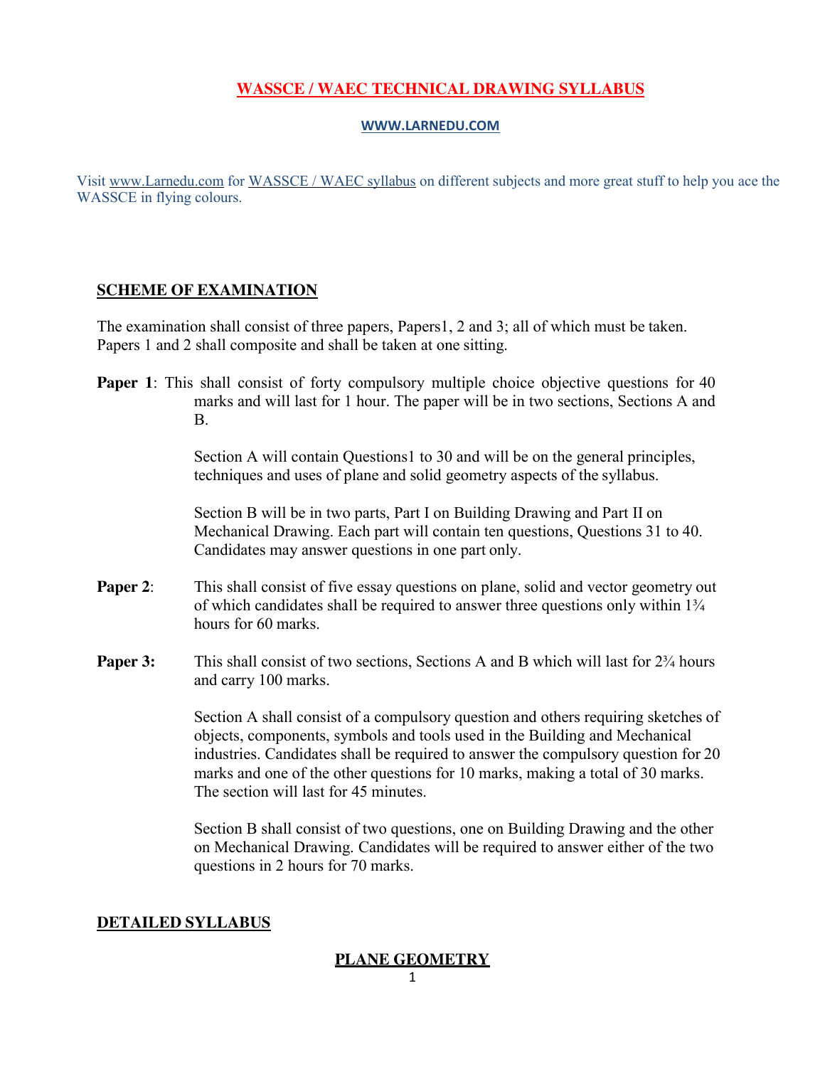# WASSCE / WAEC TECHNICAL DRAWING SYLLABUS

**WWW.LARNEDU.COM**

Visit www.Larnedu.com for WASSCE / WAEC syllabus on different subjects and more great stuff to help you ace the WASSCE in flying colours.

## SCHEME OF EXAMINATION

The examination shall consist of three papers, Papers1, 2 and 3; all of which must be taken. Papers 1 and 2 shall composite and shall be taken at one sitting.

**Paper 1**: This shall consist of forty compulsory multiple choice objective questions for 40 marks and will last for 1 hour. The paper will be in two sections, Sections A and B.

Section A will contain Questions1 to 30 and will be on the general principles, techniques and uses of plane and solid geometry aspects of the syllabus.

Section B will be in two parts, Part I on Building Drawing and Part II on Mechanical Drawing. Each part will contain ten questions, Questions 31 to 40. Candidates may answer questions in one part only.

**Paper 2**: This shall consist of five essay questions on plane, solid and vector geometry out of which candidates shall be required to answer three questions only within 1¾ hours for 60 marks.

**Paper 3:** This shall consist of two sections, Sections A and B which will last for 2¾ hours and carry 100 marks.

Section A shall consist of a compulsory question and others requiring sketches of objects, components, symbols and tools used in the Building and Mechanical industries. Candidates shall be required to answer the compulsory question for 20 marks and one of the other questions for 10 marks, making a total of 30 marks. The section will last for 45 minutes.

Section B shall consist of two questions, one on Building Drawing and the other on Mechanical Drawing. Candidates will be required to answer either of the two questions in 2 hours for 70 marks.

## DETAILED SYLLABUS

### PLANE GEOMETRY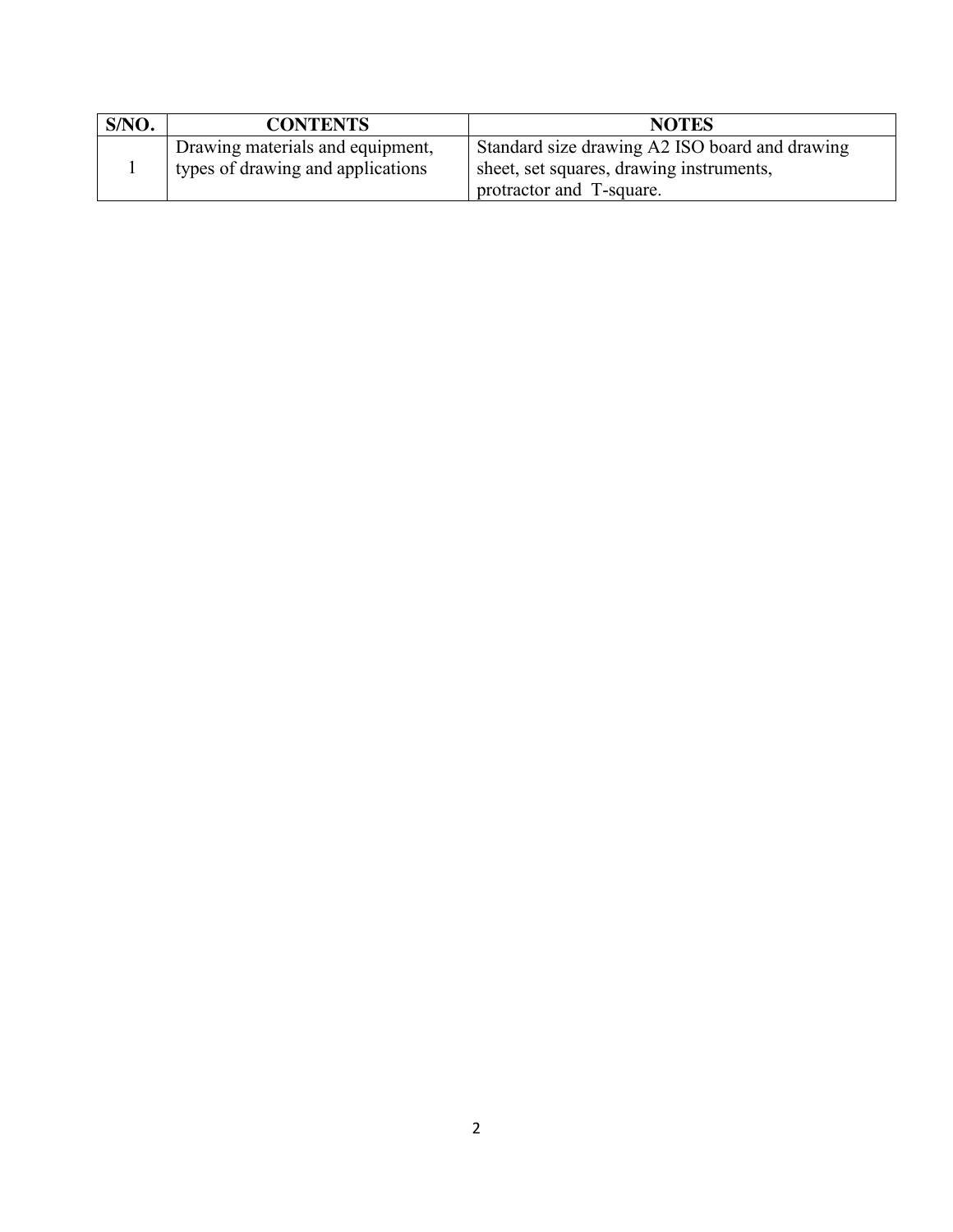| S/NO. | CONTENTS | NOTES |
|---|---|---|
| 1 | Drawing materials and equipment, types of drawing and applications | Standard size drawing A2 ISO board and drawing sheet, set squares, drawing instruments, protractor and T-square. |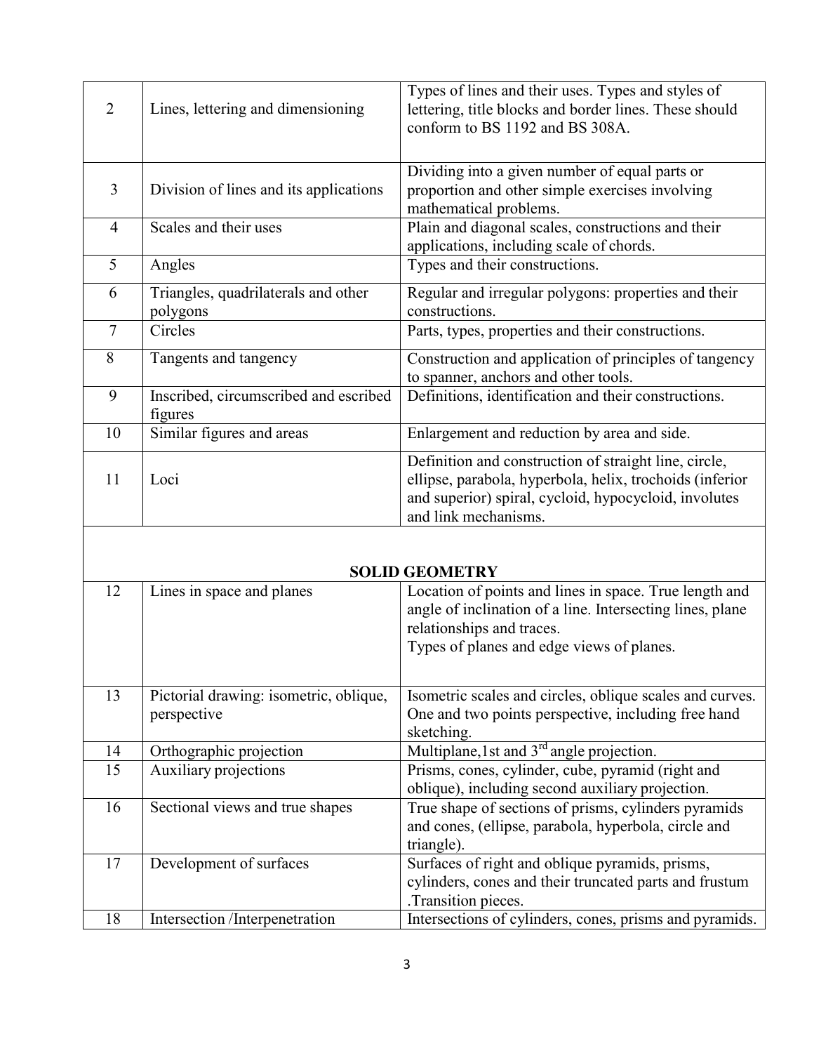| | | |
|---|---|---|
| 2 | Lines, lettering and dimensioning | Types of lines and their uses. Types and styles of lettering, title blocks and border lines. These should conform to BS 1192 and BS 308A. |
| 3 | Division of lines and its applications | Dividing into a given number of equal parts or proportion and other simple exercises involving mathematical problems. |
| 4 | Scales and their uses | Plain and diagonal scales, constructions and their applications, including scale of chords. |
| 5 | Angles | Types and their constructions. |
| 6 | Triangles, quadrilaterals and other polygons | Regular and irregular polygons: properties and their constructions. |
| 7 | Circles | Parts, types, properties and their constructions. |
| 8 | Tangents and tangency | Construction and application of principles of tangency to spanner, anchors and other tools. |
| 9 | Inscribed, circumscribed and escribed figures | Definitions, identification and their constructions. |
| 10 | Similar figures and areas | Enlargement and reduction by area and side. |
| 11 | Loci | Definition and construction of straight line, circle, ellipse, parabola, hyperbola, helix, trochoids (inferior and superior) spiral, cycloid, hypocycloid, involutes and link mechanisms. |
| | | **SOLID GEOMETRY** |
| 12 | Lines in space and planes | Location of points and lines in space. True length and angle of inclination of a line. Intersecting lines, plane relationships and traces.<br>Types of planes and edge views of planes. |
| 13 | Pictorial drawing: isometric, oblique, perspective | Isometric scales and circles, oblique scales and curves. One and two points perspective, including free hand sketching. |
| 14 | Orthographic projection | Multiplane,1st and 3rd angle projection. |
| 15 | Auxiliary projections | Prisms, cones, cylinder, cube, pyramid (right and oblique), including second auxiliary projection. |
| 16 | Sectional views and true shapes | True shape of sections of prisms, cylinders pyramids and cones, (ellipse, parabola, hyperbola, circle and triangle). |
| 17 | Development of surfaces | Surfaces of right and oblique pyramids, prisms, cylinders, cones and their truncated parts and frustum .Transition pieces. |
| 18 | Intersection /Interpenetration | Intersections of cylinders, cones, prisms and pyramids. |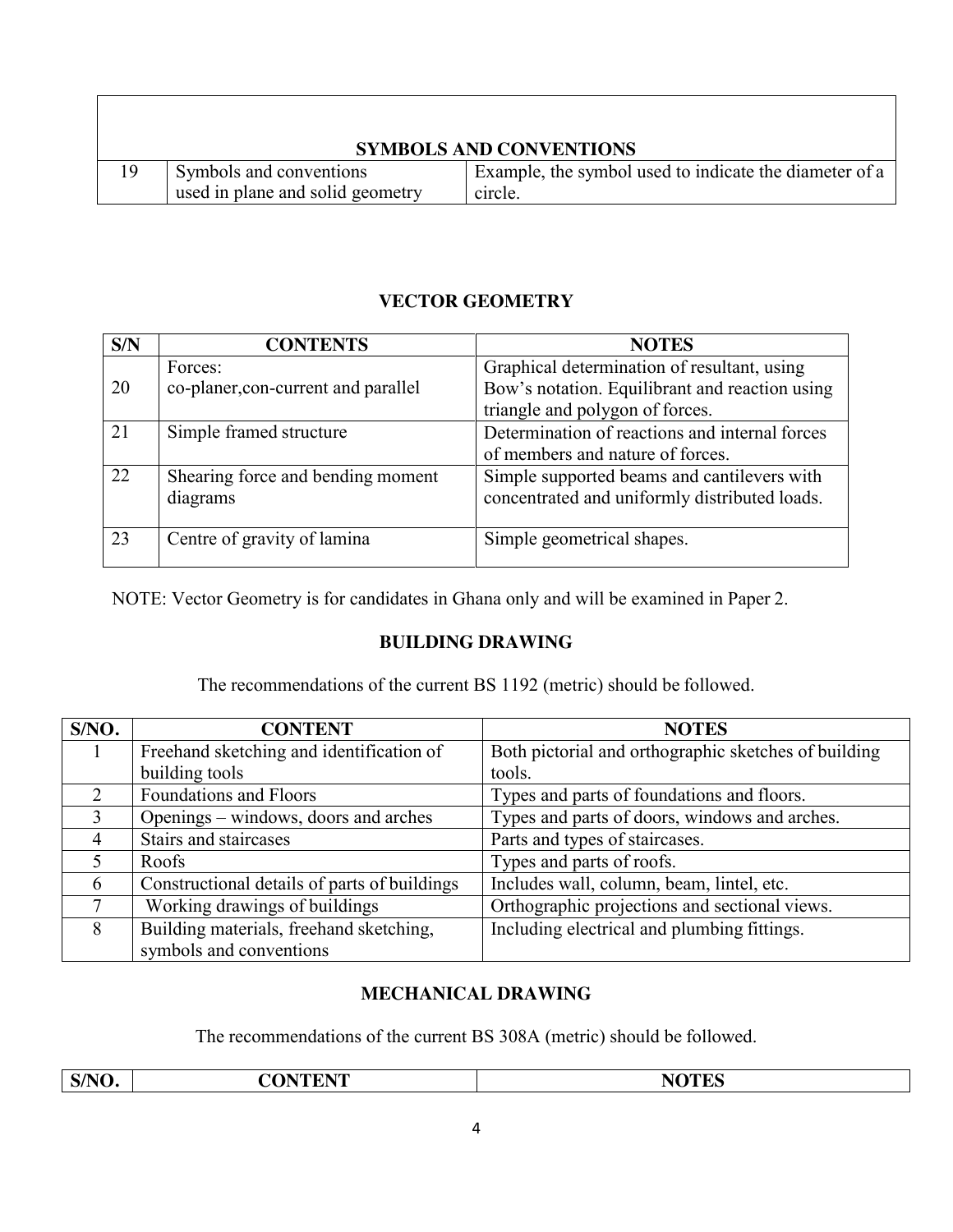| | **SYMBOLS AND CONVENTIONS** | |
|---|---|---|
| 19 | Symbols and conventions used in plane and solid geometry | Example, the symbol used to indicate the diameter of a circle. |

## VECTOR GEOMETRY

| S/N | CONTENTS | NOTES |
|---|---|---|
| 20 | Forces: co-planer,con-current and parallel | Graphical determination of resultant, using Bow's notation. Equilibrant and reaction using triangle and polygon of forces. |
| 21 | Simple framed structure | Determination of reactions and internal forces of members and nature of forces. |
| 22 | Shearing force and bending moment diagrams | Simple supported beams and cantilevers with concentrated and uniformly distributed loads. |
| 23 | Centre of gravity of lamina | Simple geometrical shapes. |

NOTE: Vector Geometry is for candidates in Ghana only and will be examined in Paper 2.

## BUILDING DRAWING

The recommendations of the current BS 1192 (metric) should be followed.

| S/NO. | CONTENT | NOTES |
|---|---|---|
| 1 | Freehand sketching and identification of building tools | Both pictorial and orthographic sketches of building tools. |
| 2 | Foundations and Floors | Types and parts of foundations and floors. |
| 3 | Openings – windows, doors and arches | Types and parts of doors, windows and arches. |
| 4 | Stairs and staircases | Parts and types of staircases. |
| 5 | Roofs | Types and parts of roofs. |
| 6 | Constructional details of parts of buildings | Includes wall, column, beam, lintel, etc. |
| 7 | Working drawings of buildings | Orthographic projections and sectional views. |
| 8 | Building materials, freehand sketching, symbols and conventions | Including electrical and plumbing fittings. |

## MECHANICAL DRAWING

The recommendations of the current BS 308A (metric) should be followed.

| S/NO. | CONTENT | NOTES |
|---|---|---|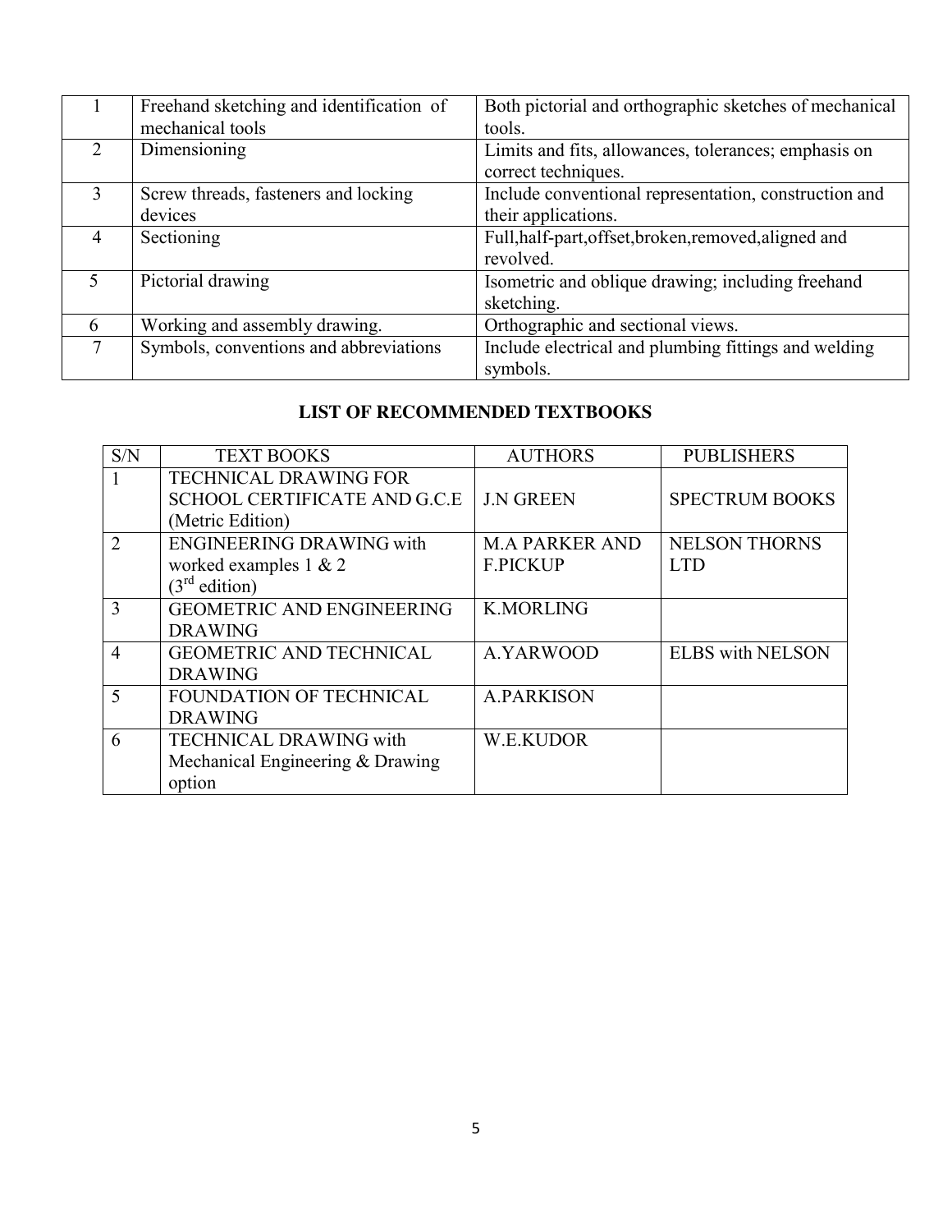| | | |
|---|---|---|
| 1 | Freehand sketching and identification of mechanical tools | Both pictorial and orthographic sketches of mechanical tools. |
| 2 | Dimensioning | Limits and fits, allowances, tolerances; emphasis on correct techniques. |
| 3 | Screw threads, fasteners and locking devices | Include conventional representation, construction and their applications. |
| 4 | Sectioning | Full,half-part,offset,broken,removed,aligned and revolved. |
| 5 | Pictorial drawing | Isometric and oblique drawing; including freehand sketching. |
| 6 | Working and assembly drawing. | Orthographic and sectional views. |
| 7 | Symbols, conventions and abbreviations | Include electrical and plumbing fittings and welding symbols. |

## LIST OF RECOMMENDED TEXTBOOKS

| S/N | TEXT BOOKS | AUTHORS | PUBLISHERS |
|---|---|---|---|
| 1 | TECHNICAL DRAWING FOR SCHOOL CERTIFICATE AND G.C.E (Metric Edition) | J.N GREEN | SPECTRUM BOOKS |
| 2 | ENGINEERING DRAWING with worked examples 1 & 2 (3rd edition) | M.A PARKER AND F.PICKUP | NELSON THORNS LTD |
| 3 | GEOMETRIC AND ENGINEERING DRAWING | K.MORLING | |
| 4 | GEOMETRIC AND TECHNICAL DRAWING | A.YARWOOD | ELBS with NELSON |
| 5 | FOUNDATION OF TECHNICAL DRAWING | A.PARKISON | |
| 6 | TECHNICAL DRAWING with Mechanical Engineering & Drawing option | W.E.KUDOR | |